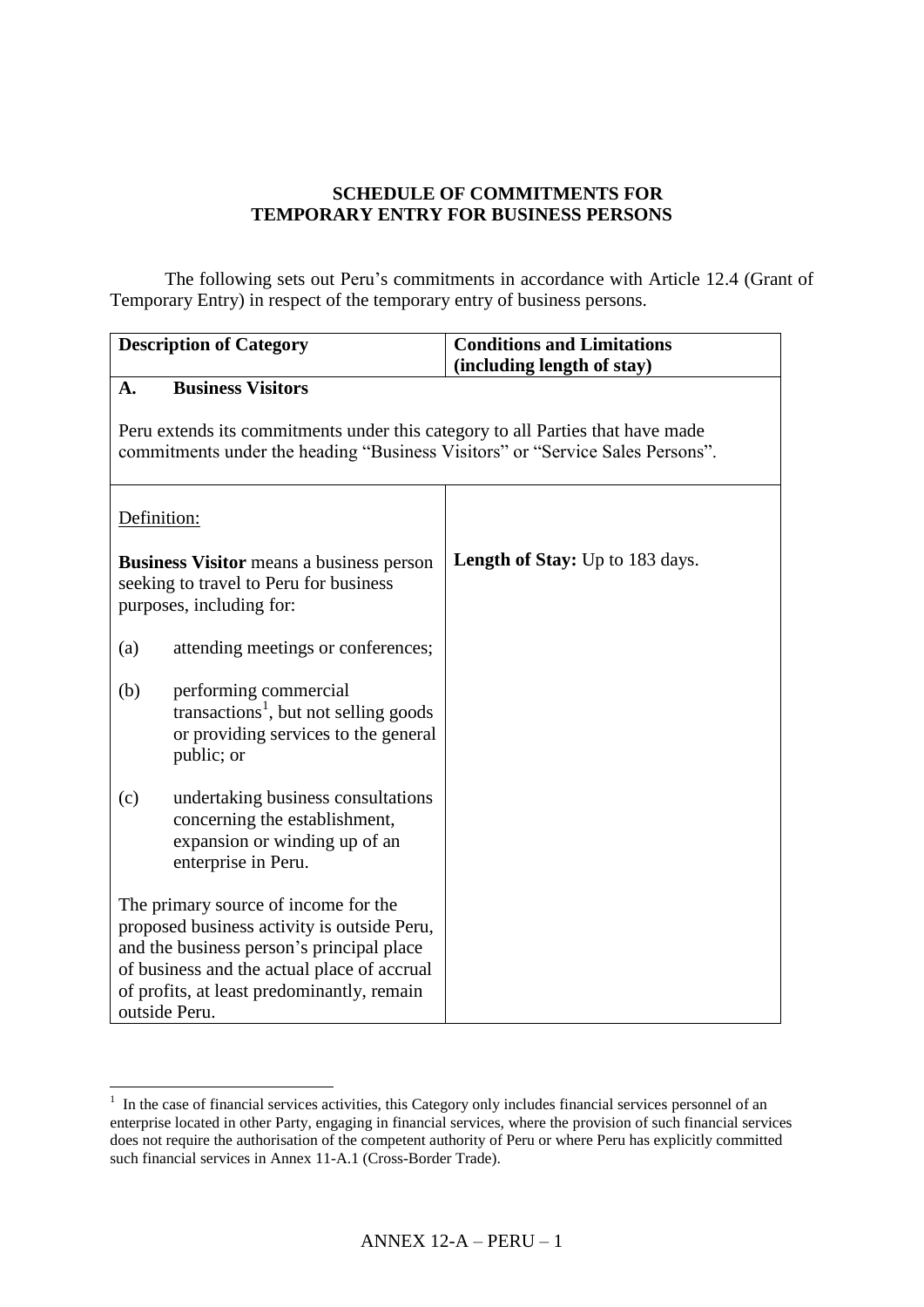**SCHEDULE OF COMMITMENTS FOR TEMPORARY ENTRY FOR BUSINESS PERSONS**

The following sets out Peru's commitments in accordance with Article 12.4 (Grant of Temporary Entry) in respect of the temporary entry of business persons.

| Description of Category | Conditions and Limitations (including length of stay) |
|---|---|
| **A. Business Visitors**<br><br>Peru extends its commitments under this category to all Parties that have made commitments under the heading "Business Visitors" or "Service Sales Persons". | |
| Definition:<br><br>**Business Visitor** means a business person seeking to travel to Peru for business purposes, including for:<br><br>(a) attending meetings or conferences;<br><br>(b) performing commercial transactions[1], but not selling goods or providing services to the general public; or<br><br>(c) undertaking business consultations concerning the establishment, expansion or winding up of an enterprise in Peru.<br><br>The primary source of income for the proposed business activity is outside Peru, and the business person's principal place of business and the actual place of accrual of profits, at least predominantly, remain outside Peru. | **Length of Stay:** Up to 183 days. |

[1] In the case of financial services activities, this Category only includes financial services personnel of an enterprise located in other Party, engaging in financial services, where the provision of such financial services does not require the authorisation of the competent authority of Peru or where Peru has explicitly committed such financial services in Annex 11-A.1 (Cross-Border Trade).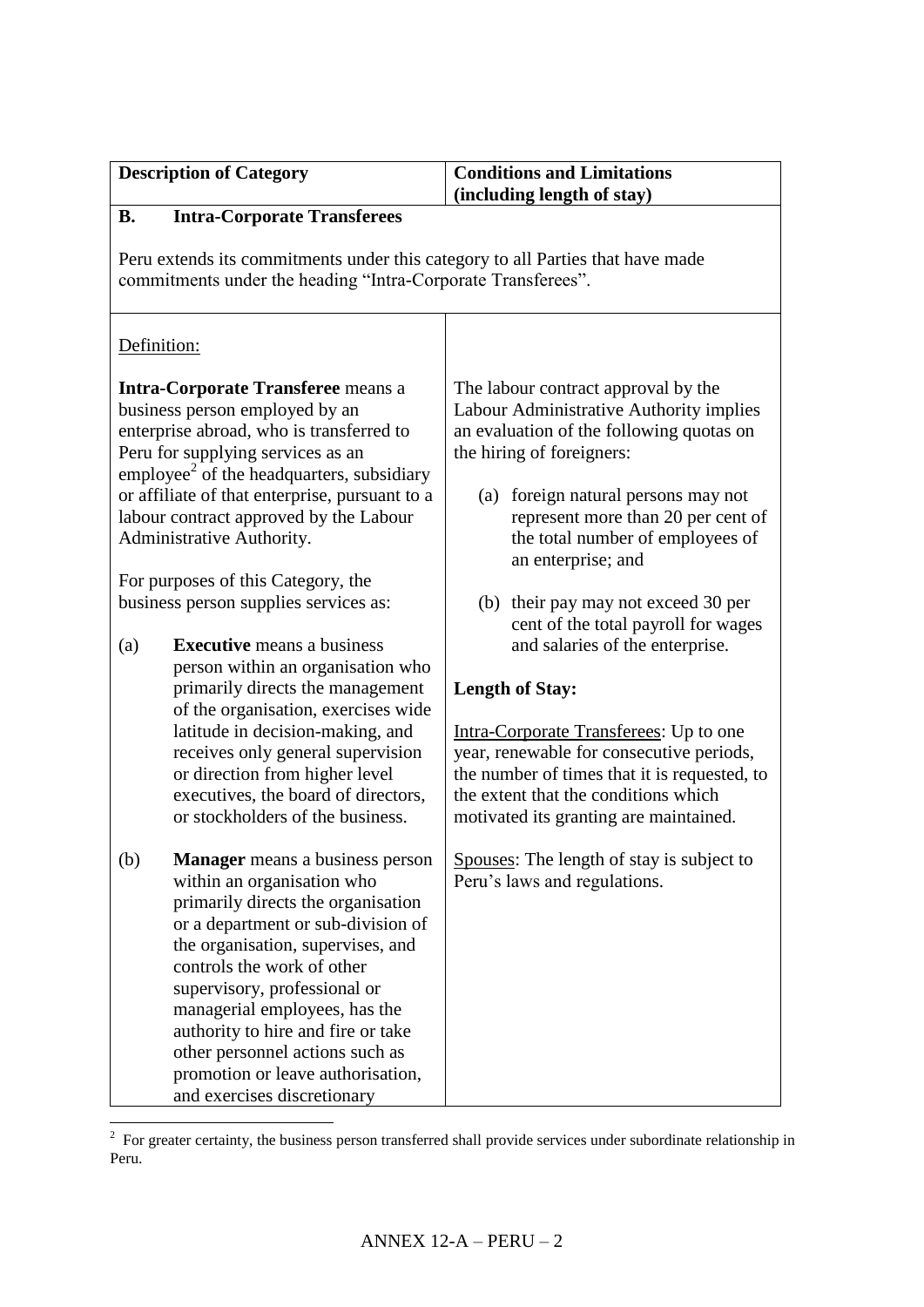| Description of Category | Conditions and Limitations (including length of stay) |
| --- | --- |
| **B. Intra-Corporate Transferees**<br><br>Peru extends its commitments under this category to all Parties that have made commitments under the heading "Intra-Corporate Transferees". | |
| Definition:<br><br>**Intra-Corporate Transferee** means a business person employed by an enterprise abroad, who is transferred to Peru for supplying services as an employee[2] of the headquarters, subsidiary or affiliate of that enterprise, pursuant to a labour contract approved by the Labour Administrative Authority.<br><br>For purposes of this Category, the business person supplies services as:<br><br>(a) **Executive** means a business person within an organisation who primarily directs the management of the organisation, exercises wide latitude in decision-making, and receives only general supervision or direction from higher level executives, the board of directors, or stockholders of the business.<br><br>(b) **Manager** means a business person within an organisation who primarily directs the organisation or a department or sub-division of the organisation, supervises, and controls the work of other supervisory, professional or managerial employees, has the authority to hire and fire or take other personnel actions such as promotion or leave authorisation, and exercises discretionary | The labour contract approval by the Labour Administrative Authority implies an evaluation of the following quotas on the hiring of foreigners:<br><br>(a) foreign natural persons may not represent more than 20 per cent of the total number of employees of an enterprise; and<br><br>(b) their pay may not exceed 30 per cent of the total payroll for wages and salaries of the enterprise.<br><br>**Length of Stay:**<br><br>Intra-Corporate Transferees: Up to one year, renewable for consecutive periods, the number of times that it is requested, to the extent that the conditions which motivated its granting are maintained.<br><br>Spouses: The length of stay is subject to Peru's laws and regulations. |

[2] For greater certainty, the business person transferred shall provide services under subordinate relationship in Peru.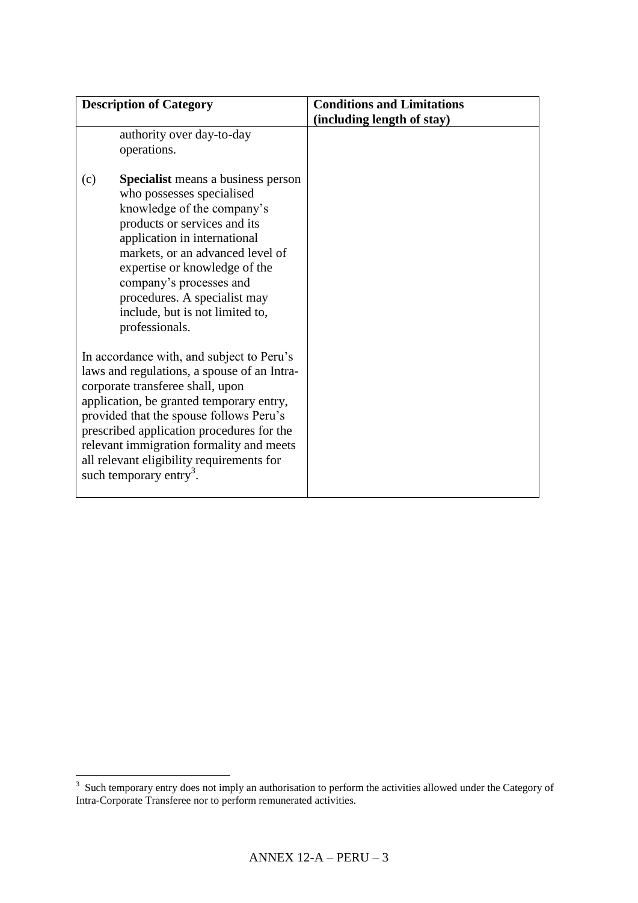| Description of Category | Conditions and Limitations (including length of stay) |
|---|---|
| authority over day-to-day operations.<br><br>(c) **Specialist** means a business person who possesses specialised knowledge of the company's products or services and its application in international markets, or an advanced level of expertise or knowledge of the company's processes and procedures. A specialist may include, but is not limited to, professionals.<br><br>In accordance with, and subject to Peru's laws and regulations, a spouse of an Intra-corporate transferee shall, upon application, be granted temporary entry, provided that the spouse follows Peru's prescribed application procedures for the relevant immigration formality and meets all relevant eligibility requirements for such temporary entry[3]. | |

[3] Such temporary entry does not imply an authorisation to perform the activities allowed under the Category of Intra-Corporate Transferee nor to perform remunerated activities.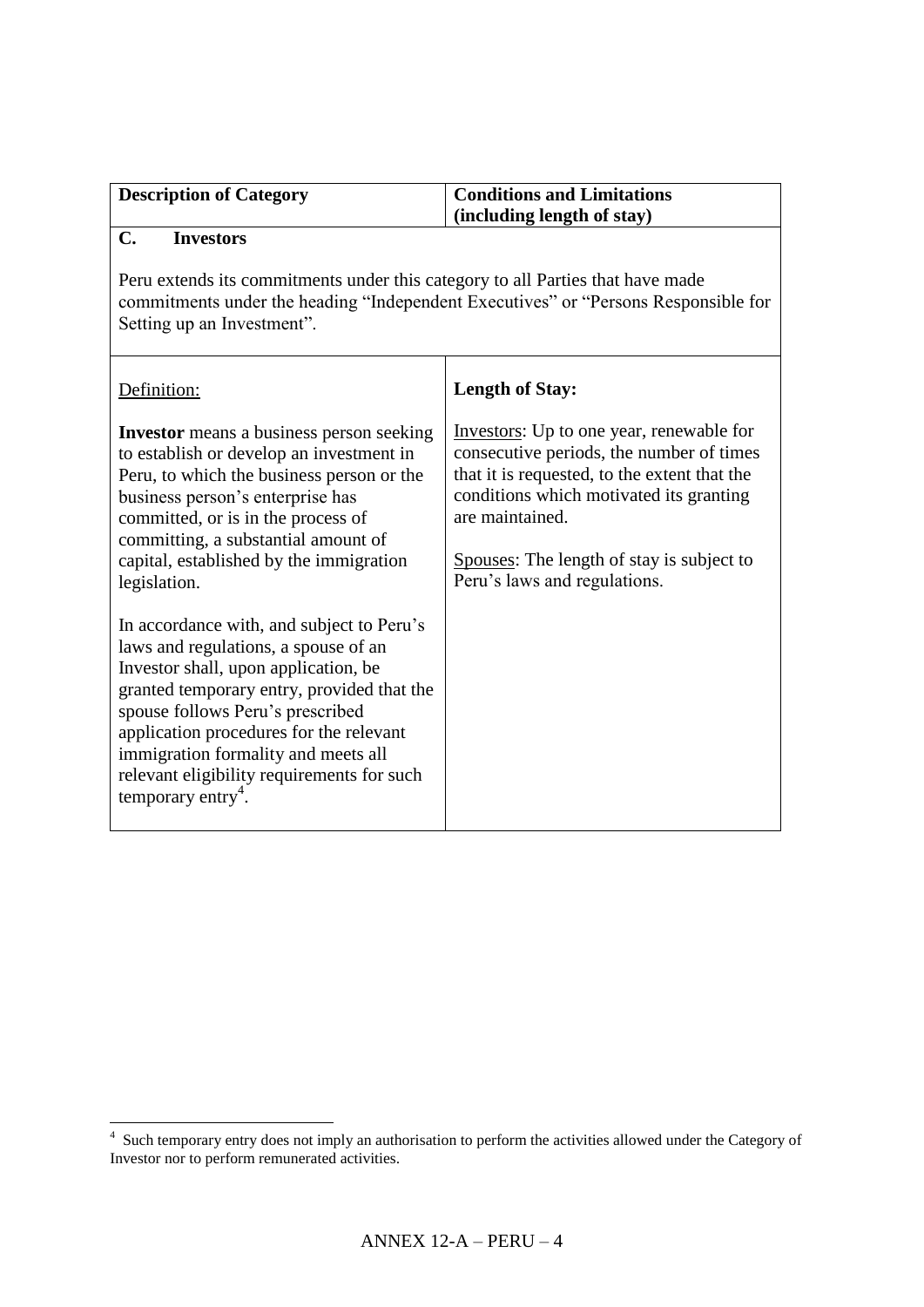| Description of Category | Conditions and Limitations (including length of stay) |
|---|---|
| **C. Investors**<br><br>Peru extends its commitments under this category to all Parties that have made commitments under the heading "Independent Executives" or "Persons Responsible for Setting up an Investment". | |
| Definition:<br><br>**Investor** means a business person seeking to establish or develop an investment in Peru, to which the business person or the business person's enterprise has committed, or is in the process of committing, a substantial amount of capital, established by the immigration legislation.<br><br>In accordance with, and subject to Peru's laws and regulations, a spouse of an Investor shall, upon application, be granted temporary entry, provided that the spouse follows Peru's prescribed application procedures for the relevant immigration formality and meets all relevant eligibility requirements for such temporary entry[4]. | **Length of Stay:**<br><br>Investors: Up to one year, renewable for consecutive periods, the number of times that it is requested, to the extent that the conditions which motivated its granting are maintained.<br><br>Spouses: The length of stay is subject to Peru's laws and regulations. |

[4] Such temporary entry does not imply an authorisation to perform the activities allowed under the Category of Investor nor to perform remunerated activities.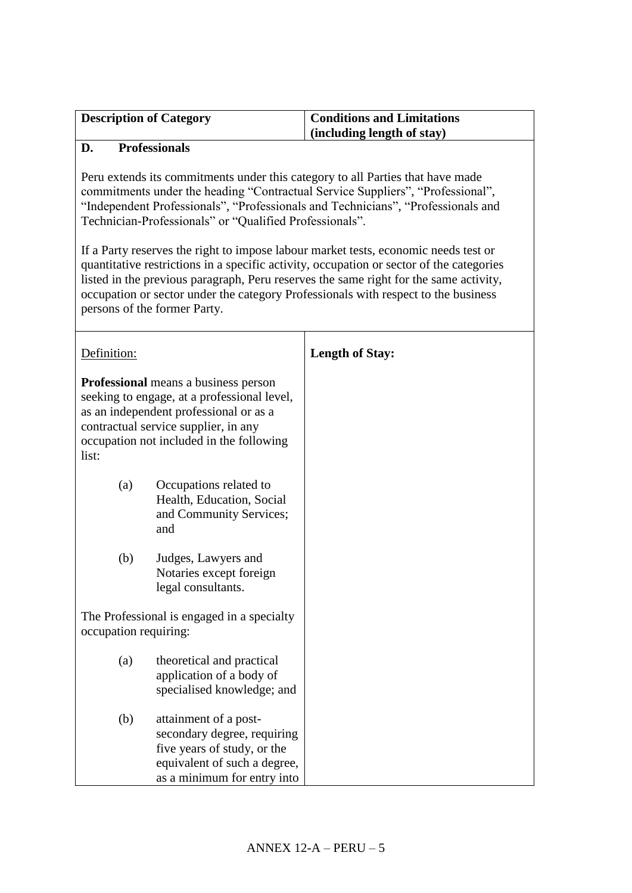| Description of Category | Conditions and Limitations (including length of stay) |
| --- | --- |
| **D. Professionals**<br><br>Peru extends its commitments under this category to all Parties that have made commitments under the heading "Contractual Service Suppliers", "Professional", "Independent Professionals", "Professionals and Technicians", "Professionals and Technician-Professionals" or "Qualified Professionals".<br><br>If a Party reserves the right to impose labour market tests, economic needs test or quantitative restrictions in a specific activity, occupation or sector of the categories listed in the previous paragraph, Peru reserves the same right for the same activity, occupation or sector under the category Professionals with respect to the business persons of the former Party. | |
| Definition:<br><br>**Professional** means a business person seeking to engage, at a professional level, as an independent professional or as a contractual service supplier, in any occupation not included in the following list:<br><br>(a) Occupations related to Health, Education, Social and Community Services; and<br><br>(b) Judges, Lawyers and Notaries except foreign legal consultants.<br><br>The Professional is engaged in a specialty occupation requiring:<br><br>(a) theoretical and practical application of a body of specialised knowledge; and<br><br>(b) attainment of a post-secondary degree, requiring five years of study, or the equivalent of such a degree, as a minimum for entry into | **Length of Stay:** |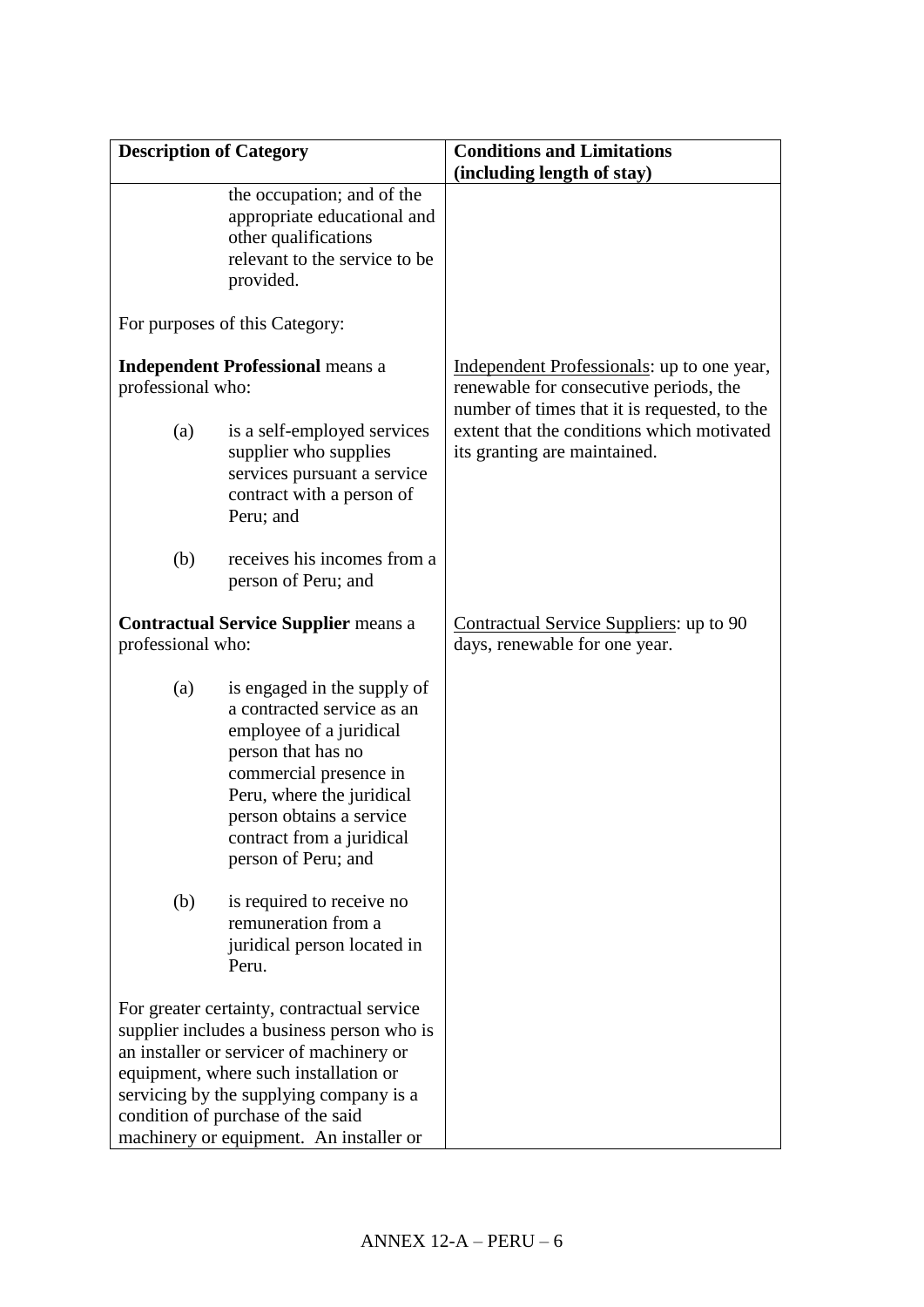| Description of Category | Conditions and Limitations (including length of stay) |
|---|---|
| the occupation; and of the appropriate educational and other qualifications relevant to the service to be provided.<br><br>For purposes of this Category:<br><br>**Independent Professional** means a professional who:<br><br>(a) is a self-employed services supplier who supplies services pursuant a service contract with a person of Peru; and<br><br>(b) receives his incomes from a person of Peru; and | <br><br><br><br><br><br>Independent Professionals: up to one year, renewable for consecutive periods, the number of times that it is requested, to the extent that the conditions which motivated its granting are maintained. |
| **Contractual Service Supplier** means a professional who:<br><br>(a) is engaged in the supply of a contracted service as an employee of a juridical person that has no commercial presence in Peru, where the juridical person obtains a service contract from a juridical person of Peru; and<br><br>(b) is required to receive no remuneration from a juridical person located in Peru.<br><br>For greater certainty, contractual service supplier includes a business person who is an installer or servicer of machinery or equipment, where such installation or servicing by the supplying company is a condition of purchase of the said machinery or equipment. An installer or | Contractual Service Suppliers: up to 90 days, renewable for one year. |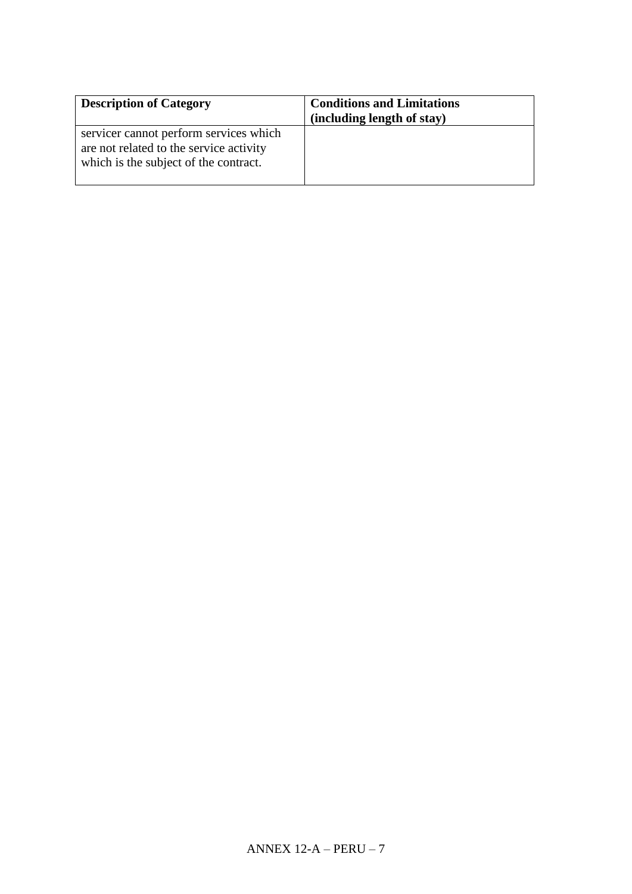| **Description of Category** | **Conditions and Limitations (including length of stay)** |
|---|---|
| servicer cannot perform services which are not related to the service activity which is the subject of the contract. | |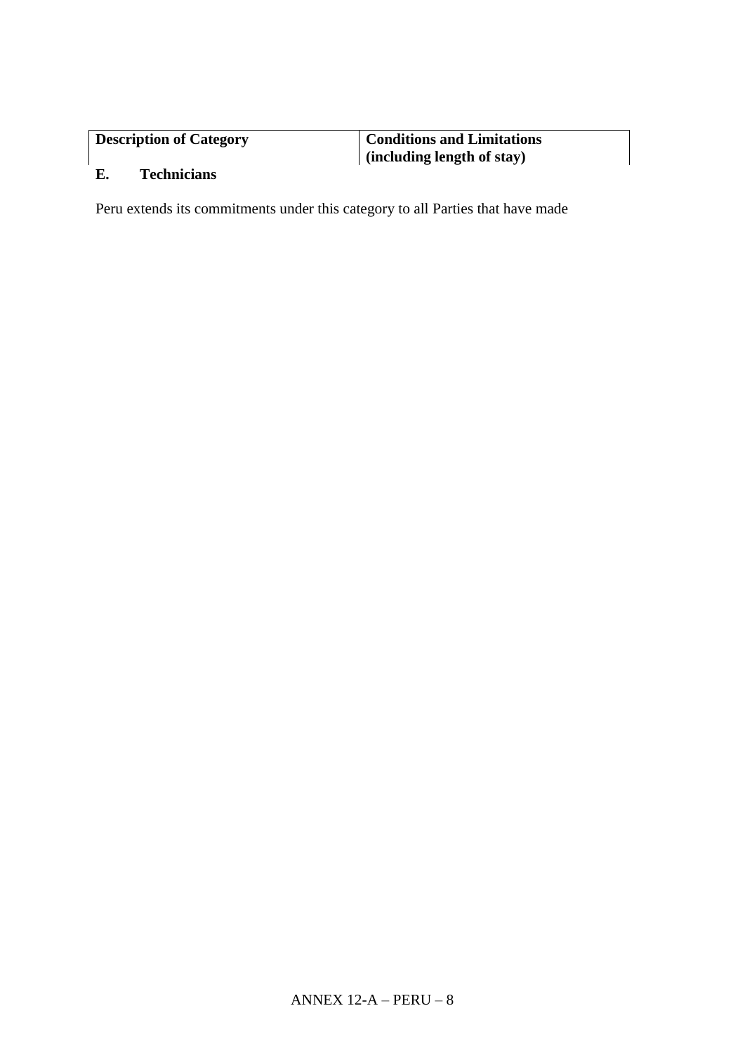| Description of Category | Conditions and Limitations (including length of stay) |
| --- | --- |

**E. Technicians**

Peru extends its commitments under this category to all Parties that have made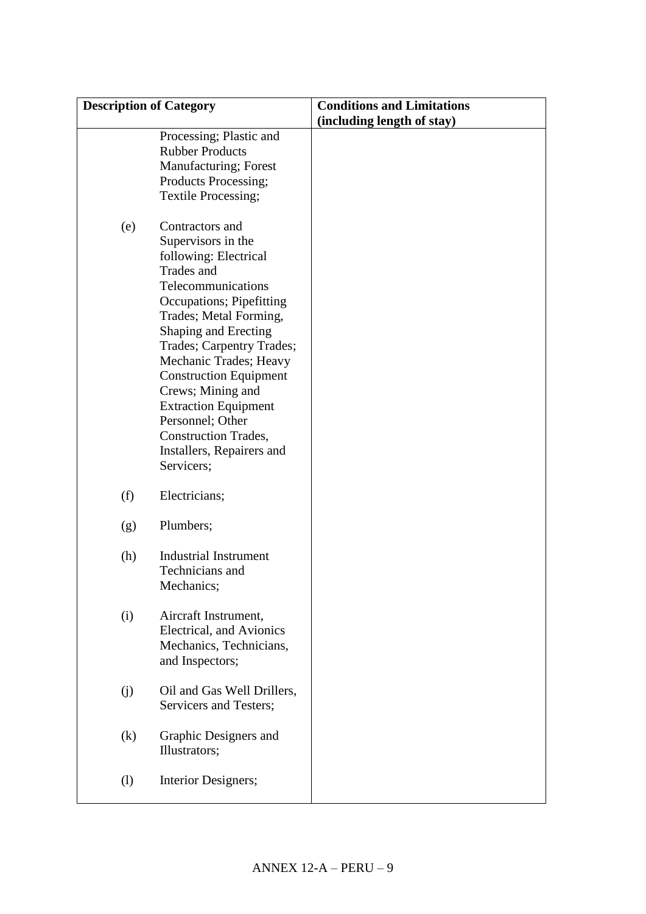| Description of Category | Conditions and Limitations (including length of stay) |
|---|---|
| Processing; Plastic and Rubber Products Manufacturing; Forest Products Processing; Textile Processing; | |
| (e) Contractors and Supervisors in the following: Electrical Trades and Telecommunications Occupations; Pipefitting Trades; Metal Forming, Shaping and Erecting Trades; Carpentry Trades; Mechanic Trades; Heavy Construction Equipment Crews; Mining and Extraction Equipment Personnel; Other Construction Trades, Installers, Repairers and Servicers; | |
| (f) Electricians; | |
| (g) Plumbers; | |
| (h) Industrial Instrument Technicians and Mechanics; | |
| (i) Aircraft Instrument, Electrical, and Avionics Mechanics, Technicians, and Inspectors; | |
| (j) Oil and Gas Well Drillers, Servicers and Testers; | |
| (k) Graphic Designers and Illustrators; | |
| (l) Interior Designers; | |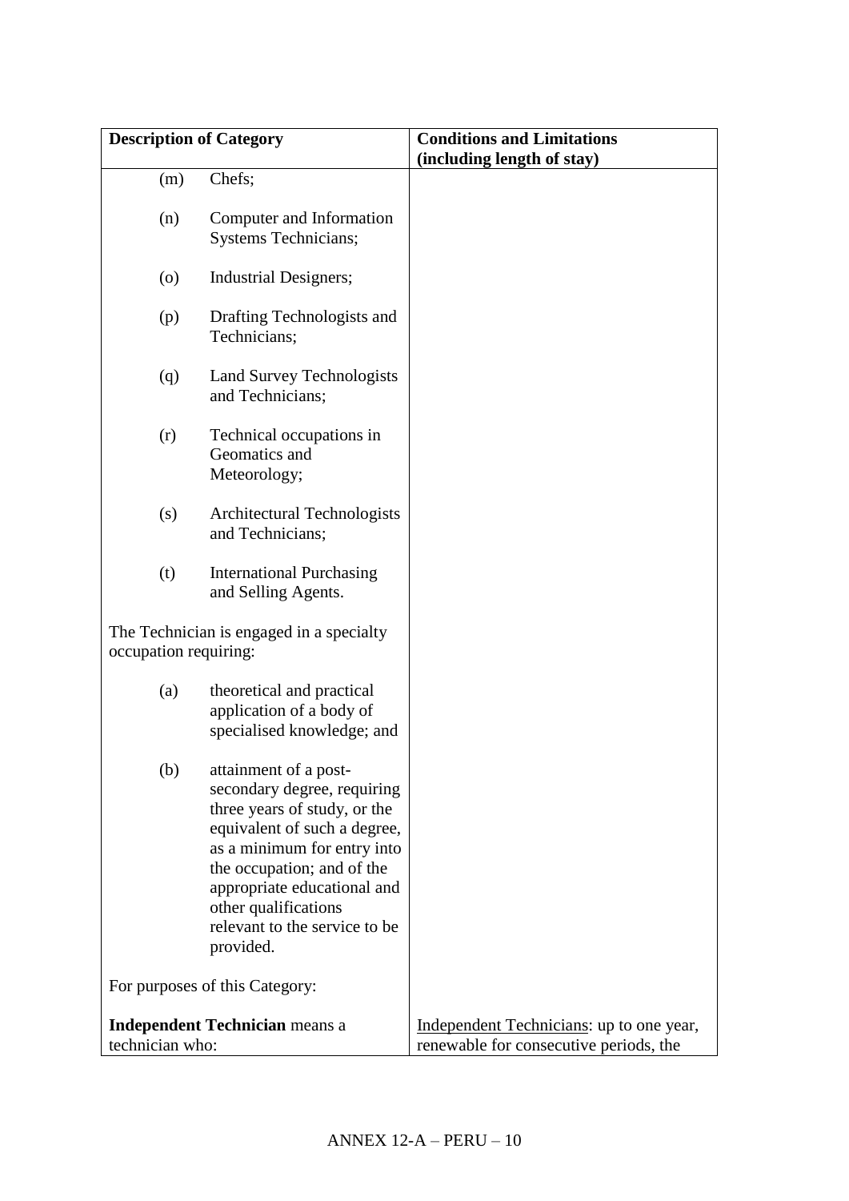| Description of Category | Conditions and Limitations (including length of stay) |
|---|---|
| (m) Chefs; | |
| (n) Computer and Information Systems Technicians; | |
| (o) Industrial Designers; | |
| (p) Drafting Technologists and Technicians; | |
| (q) Land Survey Technologists and Technicians; | |
| (r) Technical occupations in Geomatics and Meteorology; | |
| (s) Architectural Technologists and Technicians; | |
| (t) International Purchasing and Selling Agents. | |
| The Technician is engaged in a specialty occupation requiring: | |
| (a) theoretical and practical application of a body of specialised knowledge; and | |
| (b) attainment of a post-secondary degree, requiring three years of study, or the equivalent of such a degree, as a minimum for entry into the occupation; and of the appropriate educational and other qualifications relevant to the service to be provided. | |
| For purposes of this Category: | |
| **Independent Technician** means a technician who: | Independent Technicians: up to one year, renewable for consecutive periods, the |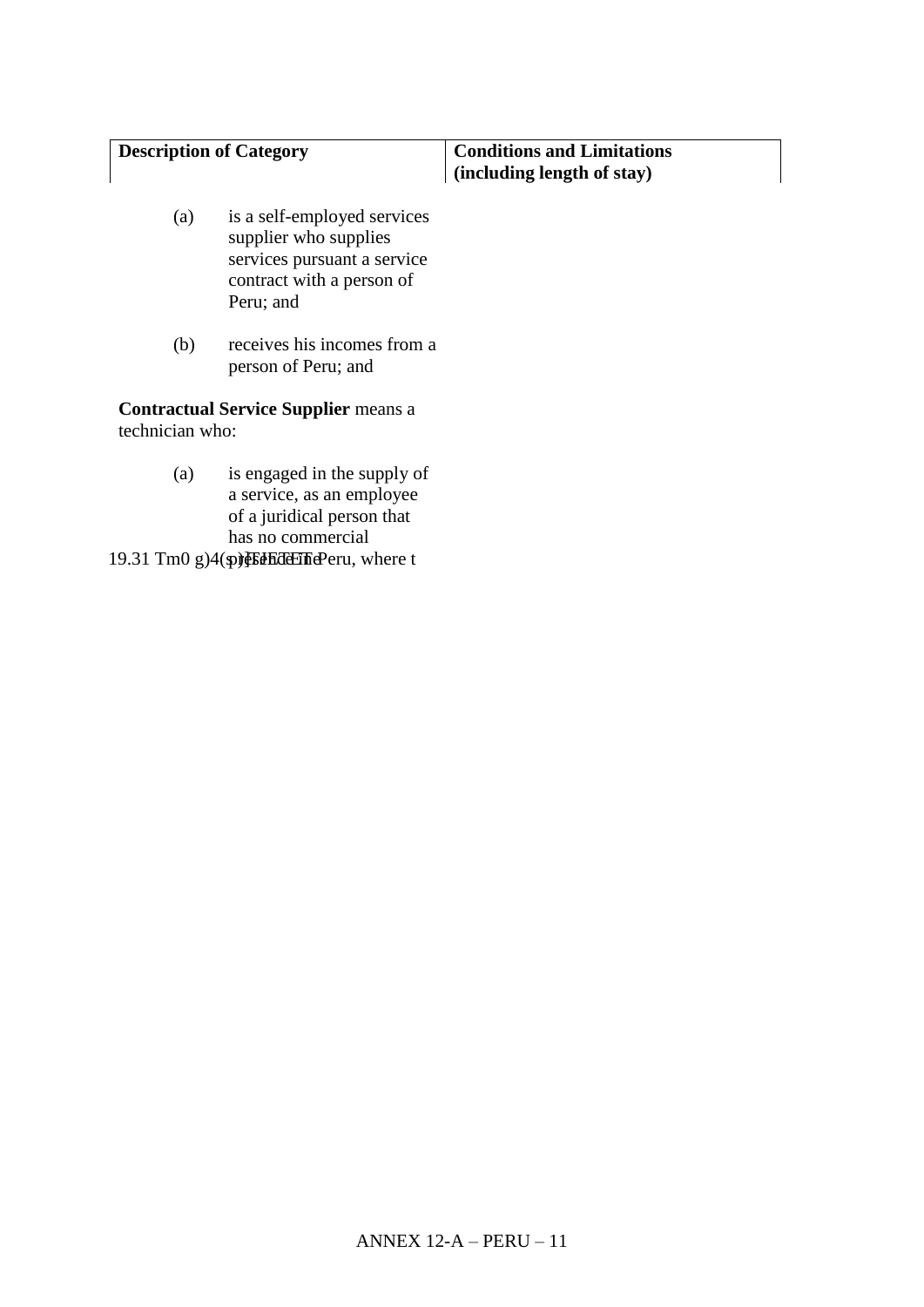| Description of Category | Conditions and Limitations (including length of stay) |
| --- | --- |
| (a) is a self-employed services supplier who supplies services pursuant a service contract with a person of Peru; and<br><br>(b) receives his incomes from a person of Peru; and<br><br>**Contractual Service Supplier** means a technician who:<br><br>(a) is engaged in the supply of a service, as an employee of a juridical person that has no commercial presence in Peru, where t | |